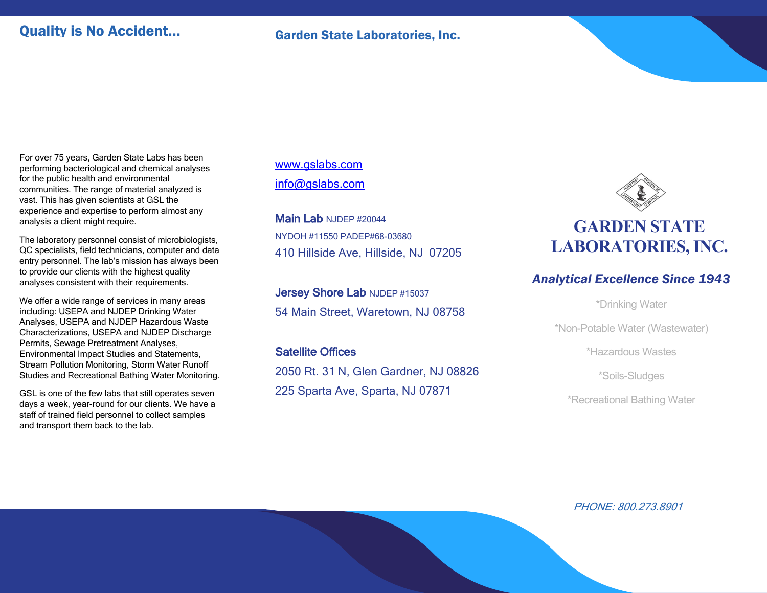## Quality is No Accident…

For over 75 years, Garden State Labs has been performing bacteriological and chemical analyses for the public health and environmental communities. The range of material analyzed is vast. This has given scientists at GSL the experience and expertise to perform almost any analysis a client might require.

The laboratory personnel consist of microbiologists, QC specialists, field technicians, computer and data entry personnel. The lab's mission has always been to provide our clients with the highest quality analyses consistent with their requirements.

We offer a wide range of services in many areas including: USEPA and NJDEP Drinking Water Analyses, USEPA and NJDEP Hazardous Waste Characterizations, USEPA and NJDEP Discharge Permits, Sewage Pretreatment Analyses, Environmental Impact Studies and Statements, Stream Pollution Monitoring, Storm Water Runoff Studies and Recreational Bathing Water Monitoring.

GSL is one of the few labs that still operates seven days a week, year-round for our clients. We have a staff of trained field personnel to collect samples and transport them back to the lab.

## Garden State Laboratories, Inc.

www.gslabs.com

info@gslabs.com

**Main Lab** NJDEP #20044
NYDOH #11550 PADEP#68-03680
410 Hillside Ave, Hillside, NJ 07205

**Jersey Shore Lab** NJDEP #15037
54 Main Street, Waretown, NJ 08758

**Satellite Offices**
2050 Rt. 31 N, Glen Gardner, NJ 08826
225 Sparta Ave, Sparta, NJ 07871

PURETEST SYSTEM OF LABORATORY CONTROL

# GARDEN STATE LABORATORIES, INC.

***Analytical Excellence Since 1943***

*Drinking Water

*Non-Potable Water (Wastewater)

*Hazardous Wastes

*Soils-Sludges

*Recreational Bathing Water

*PHONE: 800.273.8901*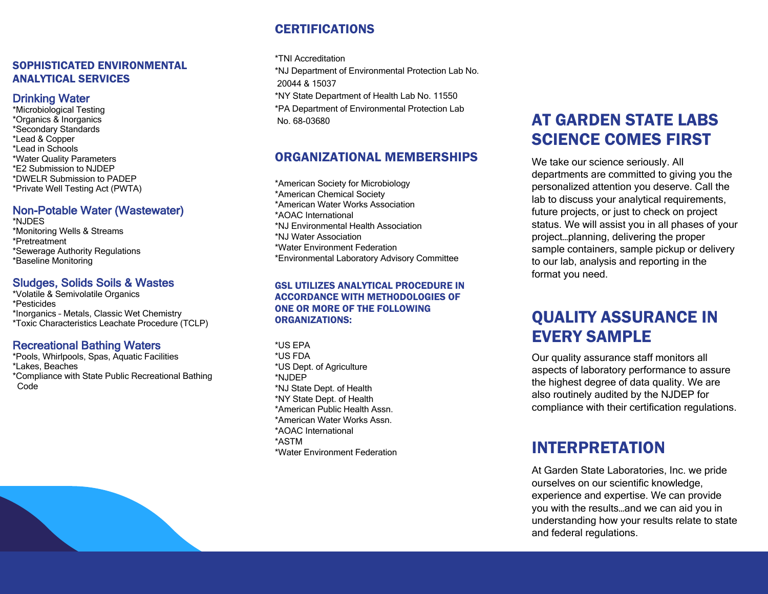## SOPHISTICATED ENVIRONMENTAL ANALYTICAL SERVICES

### Drinking Water

*Microbiological Testing
*Organics & Inorganics
*Secondary Standards
*Lead & Copper
*Lead in Schools
*Water Quality Parameters
*E2 Submission to NJDEP
*DWELR Submission to PADEP
*Private Well Testing Act (PWTA)

### Non-Potable Water (Wastewater)

*NJDES
*Monitoring Wells & Streams
*Pretreatment
*Sewerage Authority Regulations
*Baseline Monitoring

### Sludges, Solids Soils & Wastes

*Volatile & Semivolatile Organics
*Pesticides
*Inorganics – Metals, Classic Wet Chemistry
*Toxic Characteristics Leachate Procedure (TCLP)

### Recreational Bathing Waters

*Pools, Whirlpools, Spas, Aquatic Facilities
*Lakes, Beaches
*Compliance with State Public Recreational Bathing Code

## CERTIFICATIONS

*TNI Accreditation
*NJ Department of Environmental Protection Lab No. 20044 & 15037
*NY State Department of Health Lab No. 11550
*PA Department of Environmental Protection Lab No. 68-03680

## ORGANIZATIONAL MEMBERSHIPS

*American Society for Microbiology
*American Chemical Society
*American Water Works Association
*AOAC International
*NJ Environmental Health Association
*NJ Water Association
*Water Environment Federation
*Environmental Laboratory Advisory Committee

### GSL UTILIZES ANALYTICAL PROCEDURE IN ACCORDANCE WITH METHODOLOGIES OF ONE OR MORE OF THE FOLLOWING ORGANIZATIONS:

*US EPA
*US FDA
*US Dept. of Agriculture
*NJDEP
*NJ State Dept. of Health
*NY State Dept. of Health
*American Public Health Assn.
*American Water Works Assn.
*AOAC International
*ASTM
*Water Environment Federation

## AT GARDEN STATE LABS SCIENCE COMES FIRST

We take our science seriously. All departments are committed to giving you the personalized attention you deserve. Call the lab to discuss your analytical requirements, future projects, or just to check on project status. We will assist you in all phases of your project…planning, delivering the proper sample containers, sample pickup or delivery to our lab, analysis and reporting in the format you need.

## QUALITY ASSURANCE IN EVERY SAMPLE

Our quality assurance staff monitors all aspects of laboratory performance to assure the highest degree of data quality. We are also routinely audited by the NJDEP for compliance with their certification regulations.

## INTERPRETATION

At Garden State Laboratories, Inc. we pride ourselves on our scientific knowledge, experience and expertise. We can provide you with the results…and we can aid you in understanding how your results relate to state and federal regulations.